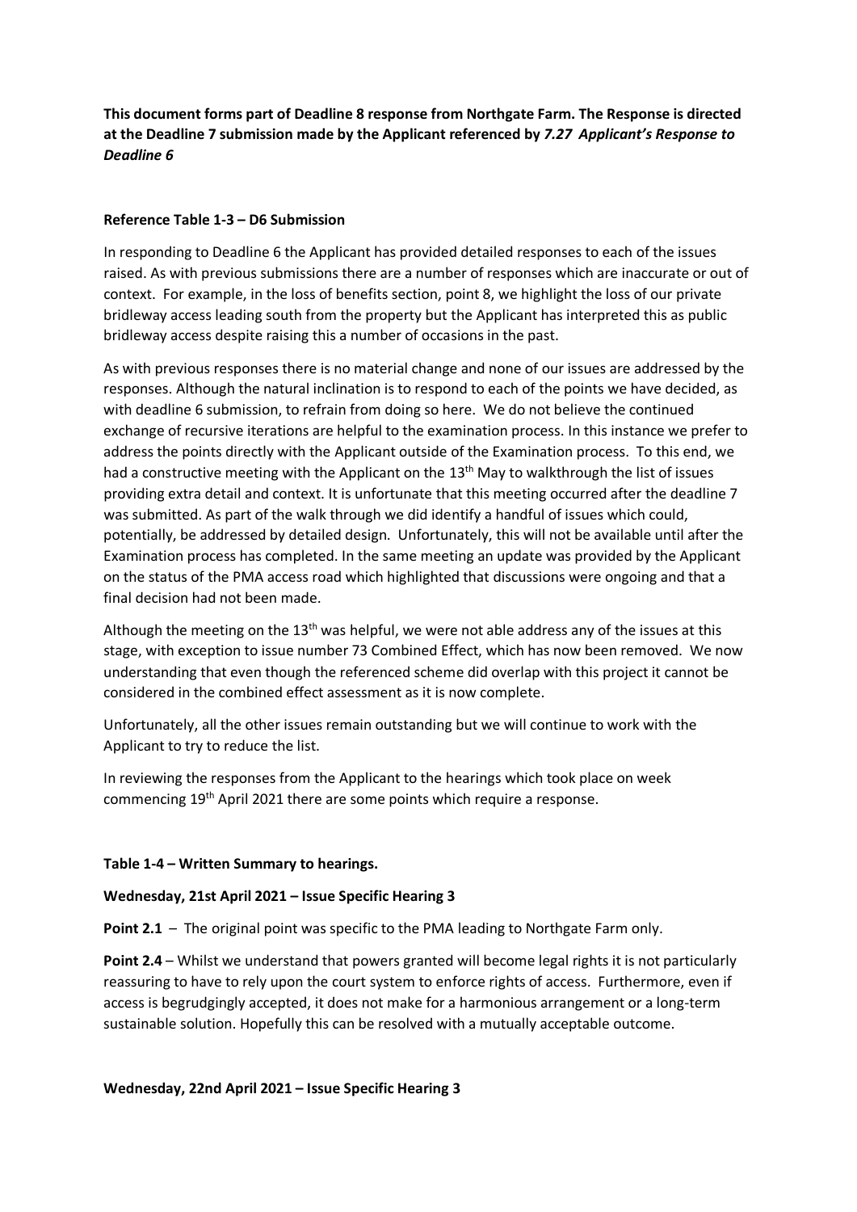**This document forms part of Deadline 8 response from Northgate Farm. The Response is directed at the Deadline 7 submission made by the Applicant referenced by *7.27 Applicant's Response to Deadline 6***

**Reference Table 1-3 – D6 Submission**

In responding to Deadline 6 the Applicant has provided detailed responses to each of the issues raised. As with previous submissions there are a number of responses which are inaccurate or out of context. For example, in the loss of benefits section, point 8, we highlight the loss of our private bridleway access leading south from the property but the Applicant has interpreted this as public bridleway access despite raising this a number of occasions in the past.

As with previous responses there is no material change and none of our issues are addressed by the responses. Although the natural inclination is to respond to each of the points we have decided, as with deadline 6 submission, to refrain from doing so here. We do not believe the continued exchange of recursive iterations are helpful to the examination process. In this instance we prefer to address the points directly with the Applicant outside of the Examination process. To this end, we had a constructive meeting with the Applicant on the 13th May to walkthrough the list of issues providing extra detail and context. It is unfortunate that this meeting occurred after the deadline 7 was submitted. As part of the walk through we did identify a handful of issues which could, potentially, be addressed by detailed design. Unfortunately, this will not be available until after the Examination process has completed. In the same meeting an update was provided by the Applicant on the status of the PMA access road which highlighted that discussions were ongoing and that a final decision had not been made.

Although the meeting on the 13th was helpful, we were not able address any of the issues at this stage, with exception to issue number 73 Combined Effect, which has now been removed. We now understanding that even though the referenced scheme did overlap with this project it cannot be considered in the combined effect assessment as it is now complete.

Unfortunately, all the other issues remain outstanding but we will continue to work with the Applicant to try to reduce the list.

In reviewing the responses from the Applicant to the hearings which took place on week commencing 19th April 2021 there are some points which require a response.

**Table 1-4 – Written Summary to hearings.**

**Wednesday, 21st April 2021 – Issue Specific Hearing 3**

**Point 2.1** – The original point was specific to the PMA leading to Northgate Farm only.

**Point 2.4** – Whilst we understand that powers granted will become legal rights it is not particularly reassuring to have to rely upon the court system to enforce rights of access. Furthermore, even if access is begrudgingly accepted, it does not make for a harmonious arrangement or a long-term sustainable solution. Hopefully this can be resolved with a mutually acceptable outcome.

**Wednesday, 22nd April 2021 – Issue Specific Hearing 3**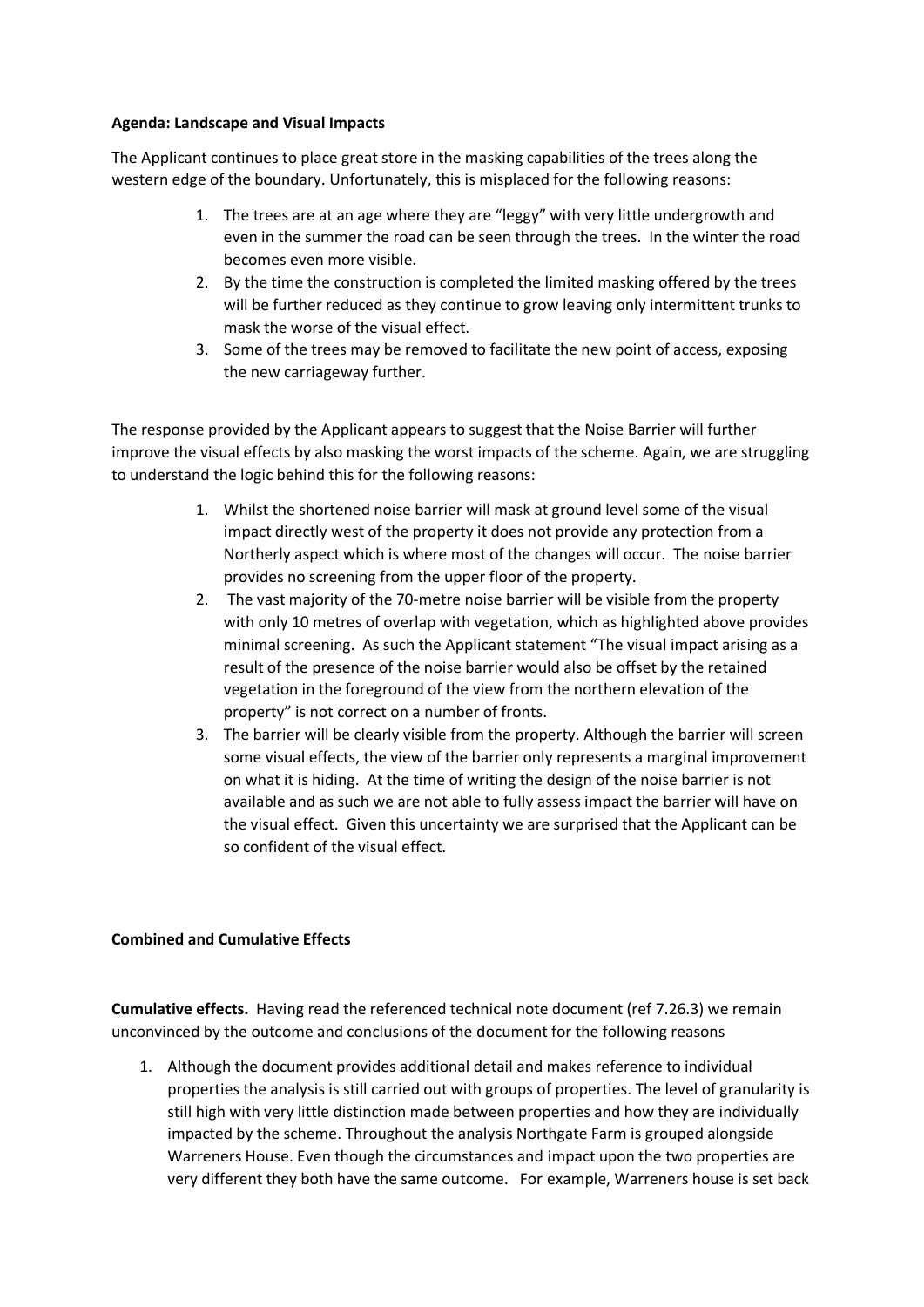**Agenda: Landscape and Visual Impacts**

The Applicant continues to place great store in the masking capabilities of the trees along the western edge of the boundary. Unfortunately, this is misplaced for the following reasons:

1. The trees are at an age where they are "leggy" with very little undergrowth and even in the summer the road can be seen through the trees. In the winter the road becomes even more visible.
2. By the time the construction is completed the limited masking offered by the trees will be further reduced as they continue to grow leaving only intermittent trunks to mask the worse of the visual effect.
3. Some of the trees may be removed to facilitate the new point of access, exposing the new carriageway further.

The response provided by the Applicant appears to suggest that the Noise Barrier will further improve the visual effects by also masking the worst impacts of the scheme. Again, we are struggling to understand the logic behind this for the following reasons:

1. Whilst the shortened noise barrier will mask at ground level some of the visual impact directly west of the property it does not provide any protection from a Northerly aspect which is where most of the changes will occur. The noise barrier provides no screening from the upper floor of the property.
2. The vast majority of the 70-metre noise barrier will be visible from the property with only 10 metres of overlap with vegetation, which as highlighted above provides minimal screening. As such the Applicant statement "The visual impact arising as a result of the presence of the noise barrier would also be offset by the retained vegetation in the foreground of the view from the northern elevation of the property" is not correct on a number of fronts.
3. The barrier will be clearly visible from the property. Although the barrier will screen some visual effects, the view of the barrier only represents a marginal improvement on what it is hiding. At the time of writing the design of the noise barrier is not available and as such we are not able to fully assess impact the barrier will have on the visual effect. Given this uncertainty we are surprised that the Applicant can be so confident of the visual effect.

**Combined and Cumulative Effects**

**Cumulative effects.** Having read the referenced technical note document (ref 7.26.3) we remain unconvinced by the outcome and conclusions of the document for the following reasons

1. Although the document provides additional detail and makes reference to individual properties the analysis is still carried out with groups of properties. The level of granularity is still high with very little distinction made between properties and how they are individually impacted by the scheme. Throughout the analysis Northgate Farm is grouped alongside Warreners House. Even though the circumstances and impact upon the two properties are very different they both have the same outcome. For example, Warreners house is set back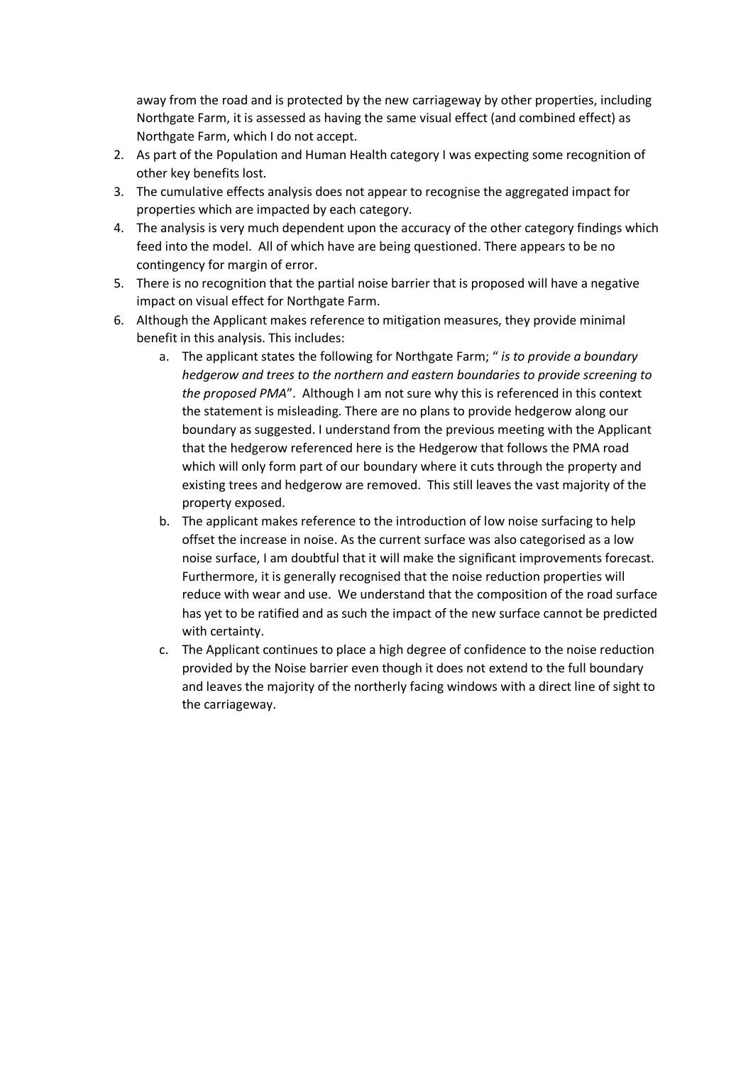away from the road and is protected by the new carriageway by other properties, including Northgate Farm, it is assessed as having the same visual effect (and combined effect) as Northgate Farm, which I do not accept.

2. As part of the Population and Human Health category I was expecting some recognition of other key benefits lost.
3. The cumulative effects analysis does not appear to recognise the aggregated impact for properties which are impacted by each category.
4. The analysis is very much dependent upon the accuracy of the other category findings which feed into the model. All of which have are being questioned. There appears to be no contingency for margin of error.
5. There is no recognition that the partial noise barrier that is proposed will have a negative impact on visual effect for Northgate Farm.
6. Although the Applicant makes reference to mitigation measures, they provide minimal benefit in this analysis. This includes:
   a. The applicant states the following for Northgate Farm; " *is to provide a boundary hedgerow and trees to the northern and eastern boundaries to provide screening to the proposed PMA*". Although I am not sure why this is referenced in this context the statement is misleading. There are no plans to provide hedgerow along our boundary as suggested. I understand from the previous meeting with the Applicant that the hedgerow referenced here is the Hedgerow that follows the PMA road which will only form part of our boundary where it cuts through the property and existing trees and hedgerow are removed. This still leaves the vast majority of the property exposed.
   b. The applicant makes reference to the introduction of low noise surfacing to help offset the increase in noise. As the current surface was also categorised as a low noise surface, I am doubtful that it will make the significant improvements forecast. Furthermore, it is generally recognised that the noise reduction properties will reduce with wear and use. We understand that the composition of the road surface has yet to be ratified and as such the impact of the new surface cannot be predicted with certainty.
   c. The Applicant continues to place a high degree of confidence to the noise reduction provided by the Noise barrier even though it does not extend to the full boundary and leaves the majority of the northerly facing windows with a direct line of sight to the carriageway.